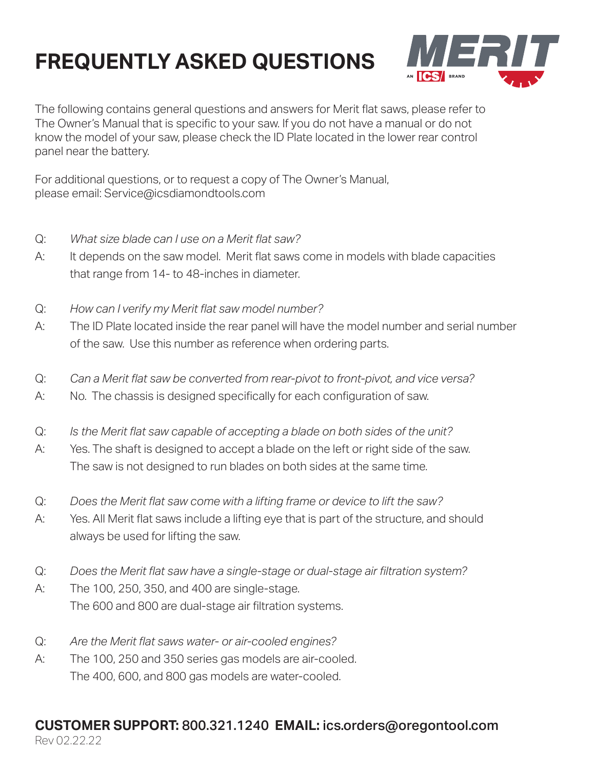# FREQUENTLY ASKED QUESTIONS

MERIT AN ICS BRAND

The following contains general questions and answers for Merit flat saws, please refer to The Owner's Manual that is specific to your saw. If you do not have a manual or do not know the model of your saw, please check the ID Plate located in the lower rear control panel near the battery.

For additional questions, or to request a copy of The Owner's Manual, please email: Service@icsdiamondtools.com

Q: *What size blade can I use on a Merit flat saw?*

A: It depends on the saw model. Merit flat saws come in models with blade capacities that range from 14- to 48-inches in diameter.

Q: *How can I verify my Merit flat saw model number?*

A: The ID Plate located inside the rear panel will have the model number and serial number of the saw. Use this number as reference when ordering parts.

Q: *Can a Merit flat saw be converted from rear-pivot to front-pivot, and vice versa?*

A: No. The chassis is designed specifically for each configuration of saw.

Q: *Is the Merit flat saw capable of accepting a blade on both sides of the unit?*

A: Yes. The shaft is designed to accept a blade on the left or right side of the saw. The saw is not designed to run blades on both sides at the same time.

Q: *Does the Merit flat saw come with a lifting frame or device to lift the saw?*

A: Yes. All Merit flat saws include a lifting eye that is part of the structure, and should always be used for lifting the saw.

Q: *Does the Merit flat saw have a single-stage or dual-stage air filtration system?*

A: The 100, 250, 350, and 400 are single-stage.
The 600 and 800 are dual-stage air filtration systems.

Q: *Are the Merit flat saws water- or air-cooled engines?*

A: The 100, 250 and 350 series gas models are air-cooled.
The 400, 600, and 800 gas models are water-cooled.

**CUSTOMER SUPPORT:** 800.321.1240 **EMAIL:** ics.orders@oregontool.com

Rev 02.22.22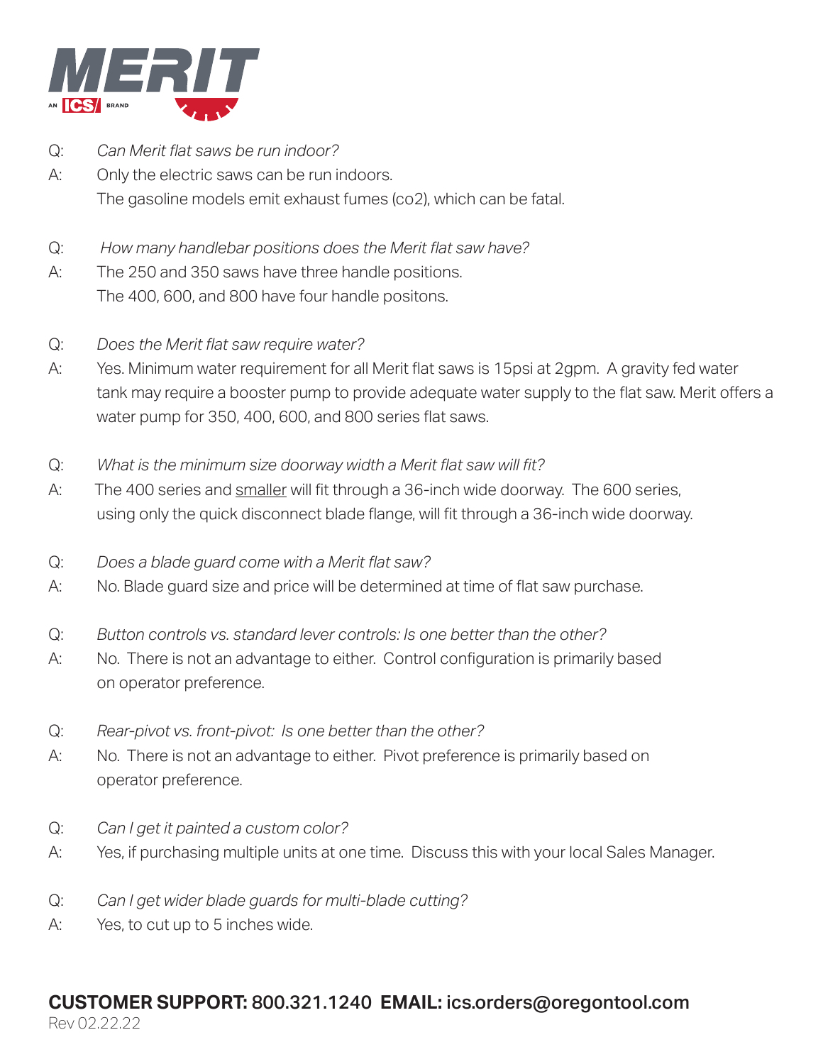Q: *Can Merit flat saws be run indoor?*

A: Only the electric saws can be run indoors.
The gasoline models emit exhaust fumes (co2), which can be fatal.

Q: *How many handlebar positions does the Merit flat saw have?*

A: The 250 and 350 saws have three handle positions.
The 400, 600, and 800 have four handle positons.

Q: *Does the Merit flat saw require water?*

A: Yes. Minimum water requirement for all Merit flat saws is 15psi at 2gpm. A gravity fed water tank may require a booster pump to provide adequate water supply to the flat saw. Merit offers a water pump for 350, 400, 600, and 800 series flat saws.

Q: *What is the minimum size doorway width a Merit flat saw will fit?*

A: The 400 series and smaller will fit through a 36-inch wide doorway. The 600 series, using only the quick disconnect blade flange, will fit through a 36-inch wide doorway.

Q: *Does a blade guard come with a Merit flat saw?*

A: No. Blade guard size and price will be determined at time of flat saw purchase.

Q: *Button controls vs. standard lever controls: Is one better than the other?*

A: No. There is not an advantage to either. Control configuration is primarily based on operator preference.

Q: *Rear-pivot vs. front-pivot: Is one better than the other?*

A: No. There is not an advantage to either. Pivot preference is primarily based on operator preference.

Q: *Can I get it painted a custom color?*

A: Yes, if purchasing multiple units at one time. Discuss this with your local Sales Manager.

Q: *Can I get wider blade guards for multi-blade cutting?*

A: Yes, to cut up to 5 inches wide.

**CUSTOMER SUPPORT:** 800.321.1240 **EMAIL:** ics.orders@oregontool.com

Rev 02.22.22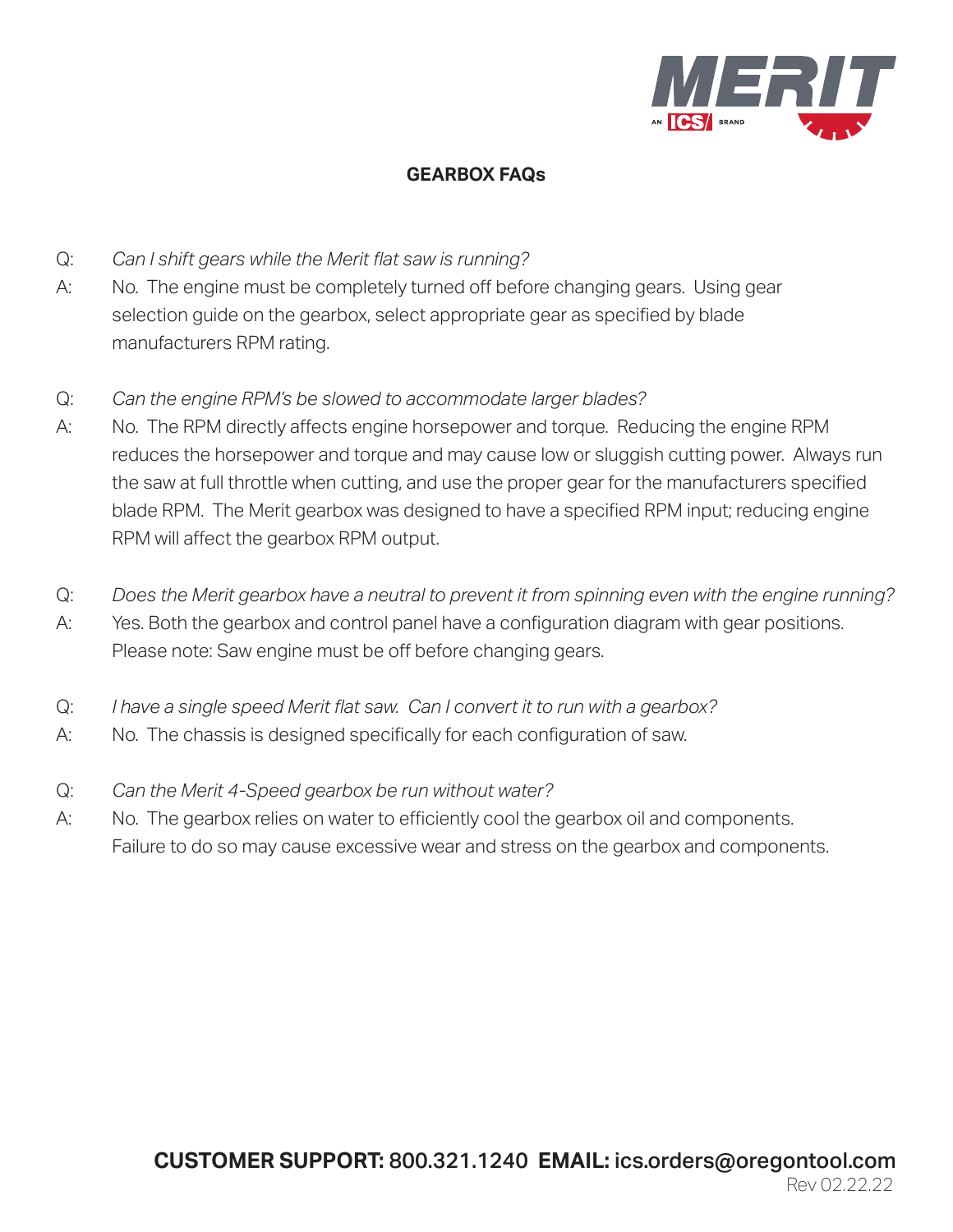MERIT
AN ICS BRAND

## GEARBOX FAQs

Q: *Can I shift gears while the Merit flat saw is running?*

A: No. The engine must be completely turned off before changing gears. Using gear selection guide on the gearbox, select appropriate gear as specified by blade manufacturers RPM rating.

Q: *Can the engine RPM's be slowed to accommodate larger blades?*

A: No. The RPM directly affects engine horsepower and torque. Reducing the engine RPM reduces the horsepower and torque and may cause low or sluggish cutting power. Always run the saw at full throttle when cutting, and use the proper gear for the manufacturers specified blade RPM. The Merit gearbox was designed to have a specified RPM input; reducing engine RPM will affect the gearbox RPM output.

Q: *Does the Merit gearbox have a neutral to prevent it from spinning even with the engine running?*

A: Yes. Both the gearbox and control panel have a configuration diagram with gear positions. Please note: Saw engine must be off before changing gears.

Q: *I have a single speed Merit flat saw. Can I convert it to run with a gearbox?*

A: No. The chassis is designed specifically for each configuration of saw.

Q: *Can the Merit 4-Speed gearbox be run without water?*

A: No. The gearbox relies on water to efficiently cool the gearbox oil and components. Failure to do so may cause excessive wear and stress on the gearbox and components.

**CUSTOMER SUPPORT:** 800.321.1240 **EMAIL:** ics.orders@oregontool.com

Rev 02.22.22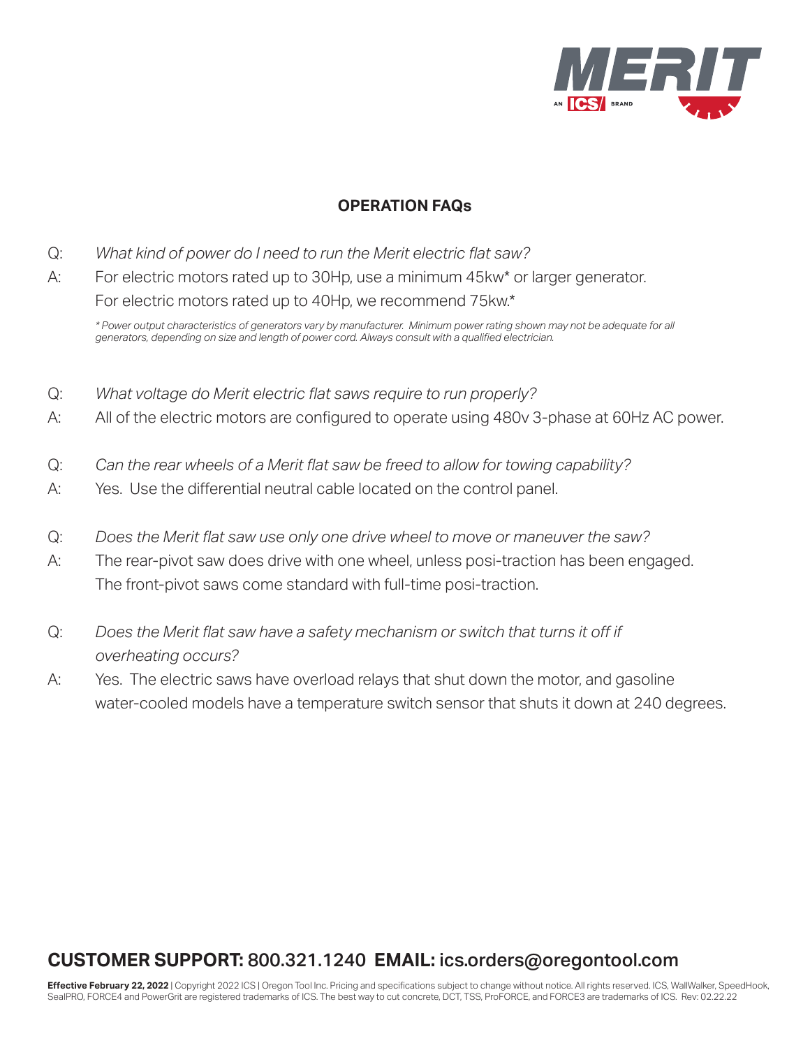MERIT

AN ICS BRAND

## OPERATION FAQs

Q: *What kind of power do I need to run the Merit electric flat saw?*

A: For electric motors rated up to 30Hp, use a minimum 45kw* or larger generator.
For electric motors rated up to 40Hp, we recommend 75kw.*

*\* Power output characteristics of generators vary by manufacturer. Minimum power rating shown may not be adequate for all generators, depending on size and length of power cord. Always consult with a qualified electrician.*

Q: *What voltage do Merit electric flat saws require to run properly?*

A: All of the electric motors are configured to operate using 480v 3-phase at 60Hz AC power.

Q: *Can the rear wheels of a Merit flat saw be freed to allow for towing capability?*

A: Yes. Use the differential neutral cable located on the control panel.

Q: *Does the Merit flat saw use only one drive wheel to move or maneuver the saw?*

A: The rear-pivot saw does drive with one wheel, unless posi-traction has been engaged. The front-pivot saws come standard with full-time posi-traction.

Q: *Does the Merit flat saw have a safety mechanism or switch that turns it off if overheating occurs?*

A: Yes. The electric saws have overload relays that shut down the motor, and gasoline water-cooled models have a temperature switch sensor that shuts it down at 240 degrees.

**CUSTOMER SUPPORT:** 800.321.1240 **EMAIL:** ics.orders@oregontool.com

**Effective February 22, 2022** | Copyright 2022 ICS | Oregon Tool Inc. Pricing and specifications subject to change without notice. All rights reserved. ICS, WallWalker, SpeedHook, SealPRO, FORCE4 and PowerGrit are registered trademarks of ICS. The best way to cut concrete, DCT, TSS, ProFORCE, and FORCE3 are trademarks of ICS. Rev: 02.22.22